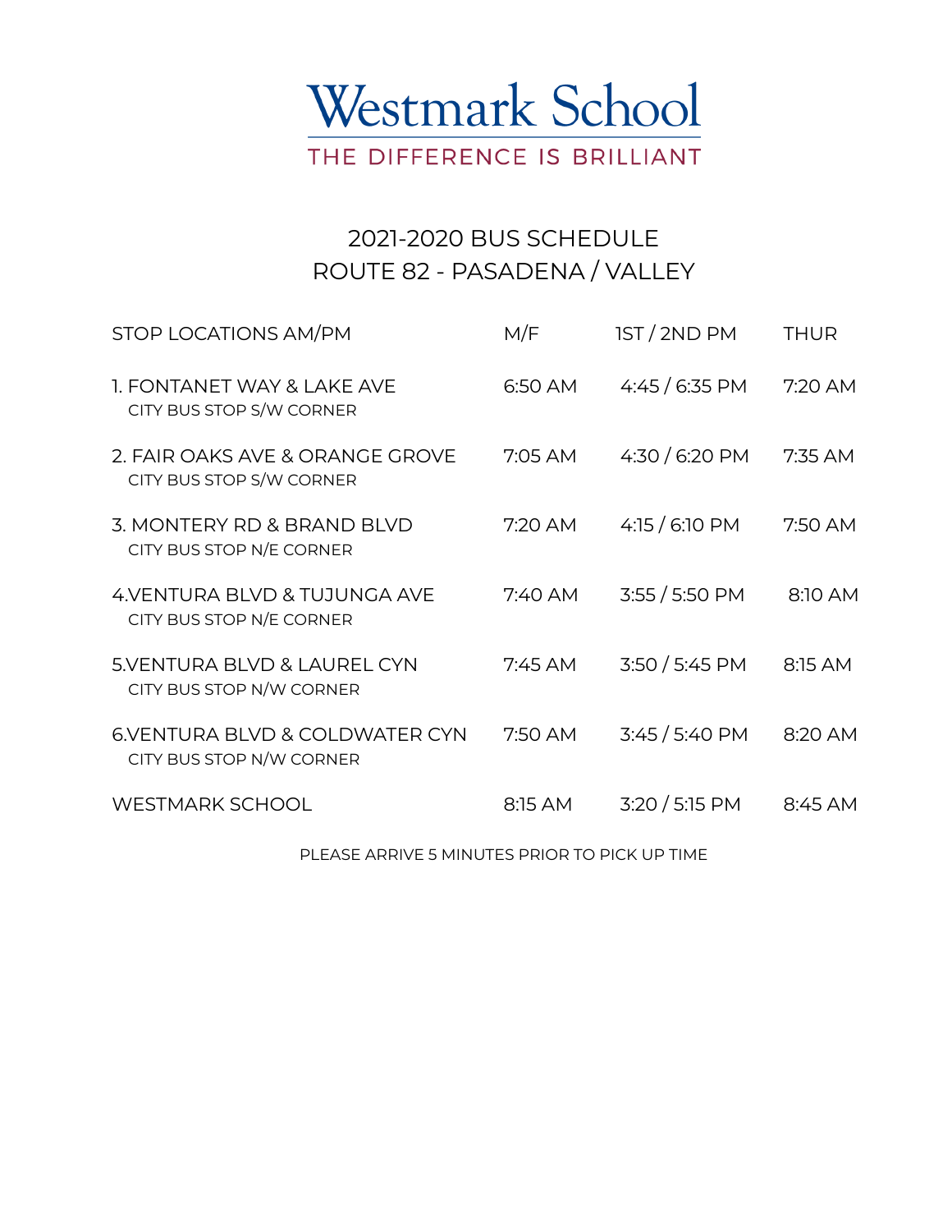# Westmark School

THE DIFFERENCE IS BRILLIANT

## 2021-2020 BUS SCHEDULE
## ROUTE 82 - PASADENA / VALLEY

| STOP LOCATIONS AM/PM | M/F | 1ST / 2ND PM | THUR |
|---|---|---|---|
| 1. FONTANET WAY & LAKE AVE<br>CITY BUS STOP S/W CORNER | 6:50 AM | 4:45 / 6:35 PM | 7:20 AM |
| 2. FAIR OAKS AVE & ORANGE GROVE<br>CITY BUS STOP S/W CORNER | 7:05 AM | 4:30 / 6:20 PM | 7:35 AM |
| 3. MONTERY RD & BRAND BLVD<br>CITY BUS STOP N/E CORNER | 7:20 AM | 4:15 / 6:10 PM | 7:50 AM |
| 4.VENTURA BLVD & TUJUNGA AVE<br>CITY BUS STOP N/E CORNER | 7:40 AM | 3:55 / 5:50 PM | 8:10 AM |
| 5.VENTURA BLVD & LAUREL CYN<br>CITY BUS STOP N/W CORNER | 7:45 AM | 3:50 / 5:45 PM | 8:15 AM |
| 6.VENTURA BLVD & COLDWATER CYN<br>CITY BUS STOP N/W CORNER | 7:50 AM | 3:45 / 5:40 PM | 8:20 AM |
| WESTMARK SCHOOL | 8:15 AM | 3:20 / 5:15 PM | 8:45 AM |

PLEASE ARRIVE 5 MINUTES PRIOR TO PICK UP TIME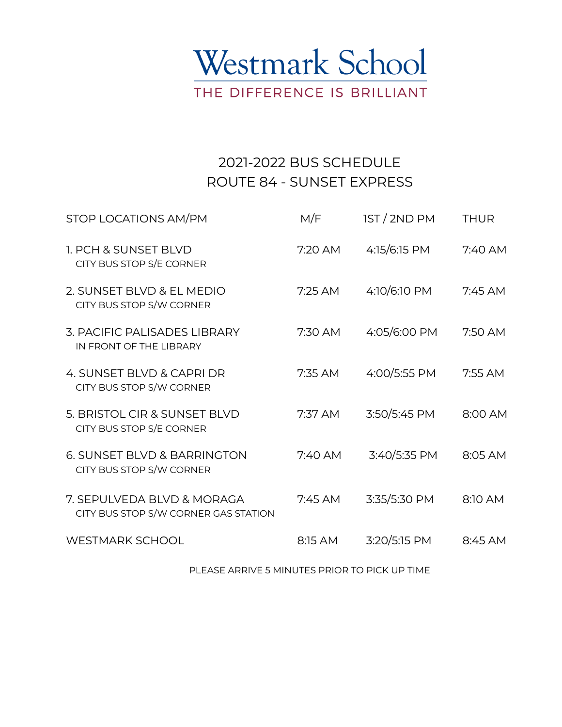# Westmark School

THE DIFFERENCE IS BRILLIANT

## 2021-2022 BUS SCHEDULE
## ROUTE 84 - SUNSET EXPRESS

| STOP LOCATIONS AM/PM | M/F | 1ST / 2ND PM | THUR |
|---|---|---|---|
| 1. PCH & SUNSET BLVD<br>CITY BUS STOP S/E CORNER | 7:20 AM | 4:15/6:15 PM | 7:40 AM |
| 2. SUNSET BLVD & EL MEDIO<br>CITY BUS STOP S/W CORNER | 7:25 AM | 4:10/6:10 PM | 7:45 AM |
| 3. PACIFIC PALISADES LIBRARY<br>IN FRONT OF THE LIBRARY | 7:30 AM | 4:05/6:00 PM | 7:50 AM |
| 4. SUNSET BLVD & CAPRI DR<br>CITY BUS STOP S/W CORNER | 7:35 AM | 4:00/5:55 PM | 7:55 AM |
| 5. BRISTOL CIR & SUNSET BLVD<br>CITY BUS STOP S/E CORNER | 7:37 AM | 3:50/5:45 PM | 8:00 AM |
| 6. SUNSET BLVD & BARRINGTON<br>CITY BUS STOP S/W CORNER | 7:40 AM | 3:40/5:35 PM | 8:05 AM |
| 7. SEPULVEDA BLVD & MORAGA<br>CITY BUS STOP S/W CORNER GAS STATION | 7:45 AM | 3:35/5:30 PM | 8:10 AM |
| WESTMARK SCHOOL | 8:15 AM | 3:20/5:15 PM | 8:45 AM |

PLEASE ARRIVE 5 MINUTES PRIOR TO PICK UP TIME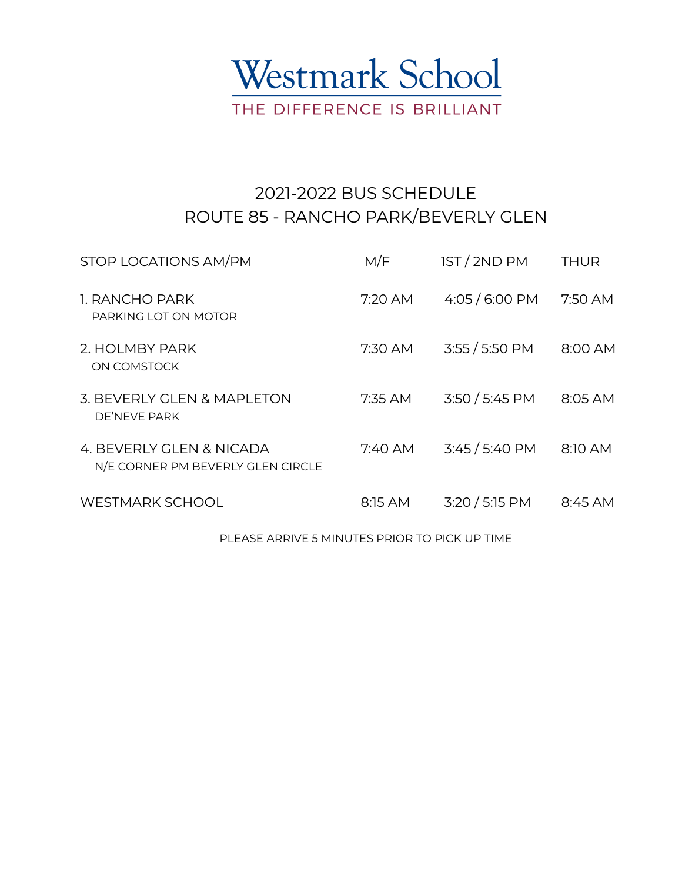# Westmark School

THE DIFFERENCE IS BRILLIANT

## 2021-2022 BUS SCHEDULE
## ROUTE 85 - RANCHO PARK/BEVERLY GLEN

| STOP LOCATIONS AM/PM | M/F | 1ST / 2ND PM | THUR |
|---|---|---|---|
| 1. RANCHO PARK<br>PARKING LOT ON MOTOR | 7:20 AM | 4:05 / 6:00 PM | 7:50 AM |
| 2. HOLMBY PARK<br>ON COMSTOCK | 7:30 AM | 3:55 / 5:50 PM | 8:00 AM |
| 3. BEVERLY GLEN & MAPLETON<br>DE'NEVE PARK | 7:35 AM | 3:50 / 5:45 PM | 8:05 AM |
| 4. BEVERLY GLEN & NICADA<br>N/E CORNER PM BEVERLY GLEN CIRCLE | 7:40 AM | 3:45 / 5:40 PM | 8:10 AM |
| WESTMARK SCHOOL | 8:15 AM | 3:20 / 5:15 PM | 8:45 AM |

PLEASE ARRIVE 5 MINUTES PRIOR TO PICK UP TIME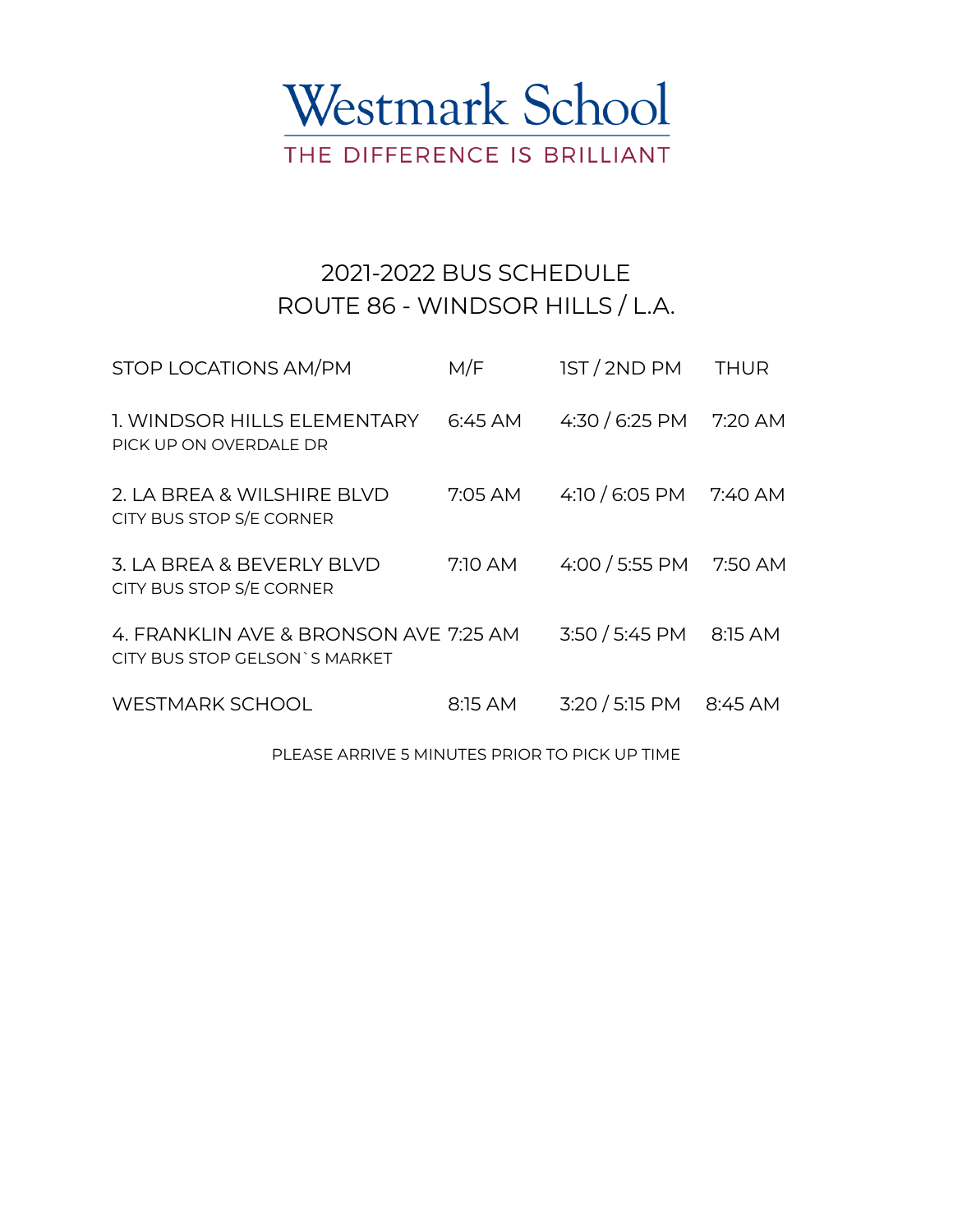# Westmark School

THE DIFFERENCE IS BRILLIANT

## 2021-2022 BUS SCHEDULE
## ROUTE 86 - WINDSOR HILLS / L.A.

| STOP LOCATIONS AM/PM | M/F | 1ST / 2ND PM | THUR |
|---|---|---|---|
| 1. WINDSOR HILLS ELEMENTARY<br>PICK UP ON OVERDALE DR | 6:45 AM | 4:30 / 6:25 PM | 7:20 AM |
| 2. LA BREA & WILSHIRE BLVD<br>CITY BUS STOP S/E CORNER | 7:05 AM | 4:10 / 6:05 PM | 7:40 AM |
| 3. LA BREA & BEVERLY BLVD<br>CITY BUS STOP S/E CORNER | 7:10 AM | 4:00 / 5:55 PM | 7:50 AM |
| 4. FRANKLIN AVE & BRONSON AVE<br>CITY BUS STOP GELSON`S MARKET | 7:25 AM | 3:50 / 5:45 PM | 8:15 AM |
| WESTMARK SCHOOL | 8:15 AM | 3:20 / 5:15 PM | 8:45 AM |

PLEASE ARRIVE 5 MINUTES PRIOR TO PICK UP TIME